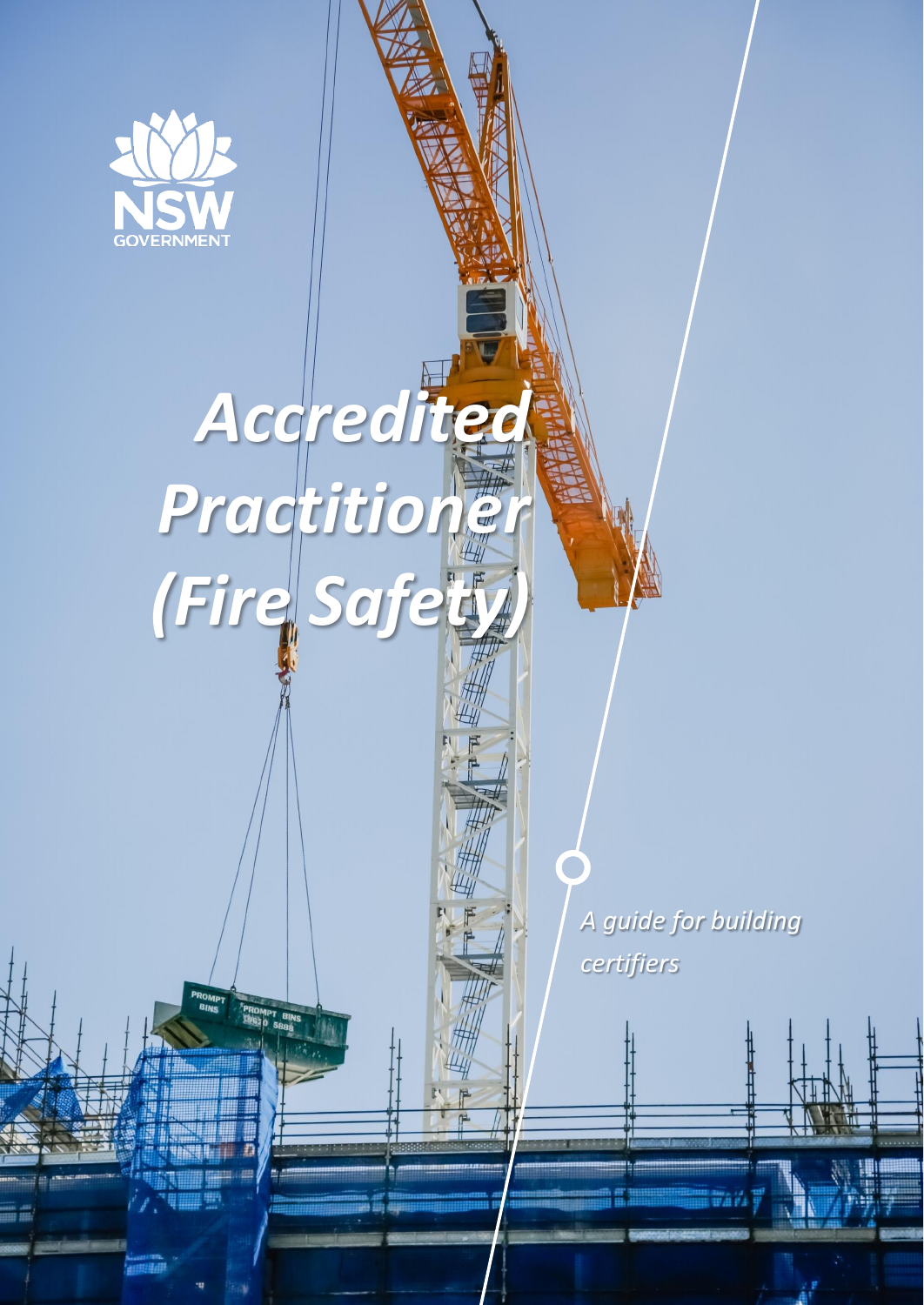NSW GOVERNMENT

# *Accredited Practitioner (Fire Safety)*

*A guide for building certifiers*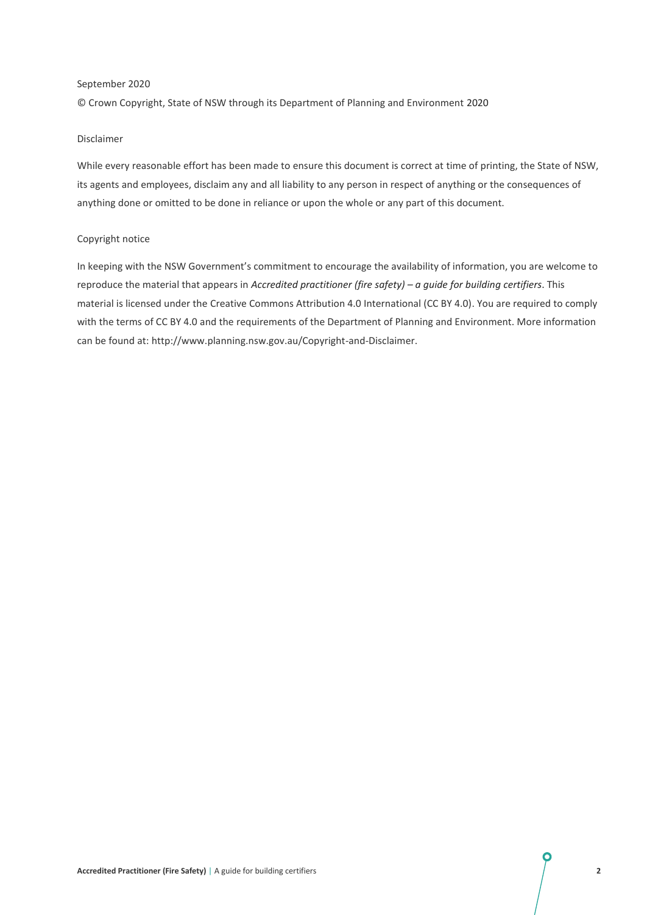September 2020

© Crown Copyright, State of NSW through its Department of Planning and Environment 2020

Disclaimer

While every reasonable effort has been made to ensure this document is correct at time of printing, the State of NSW, its agents and employees, disclaim any and all liability to any person in respect of anything or the consequences of anything done or omitted to be done in reliance or upon the whole or any part of this document.

Copyright notice

In keeping with the NSW Government's commitment to encourage the availability of information, you are welcome to reproduce the material that appears in *Accredited practitioner (fire safety) – a guide for building certifiers*. This material is licensed under the Creative Commons Attribution 4.0 International (CC BY 4.0). You are required to comply with the terms of CC BY 4.0 and the requirements of the Department of Planning and Environment. More information can be found at: http://www.planning.nsw.gov.au/Copyright-and-Disclaimer.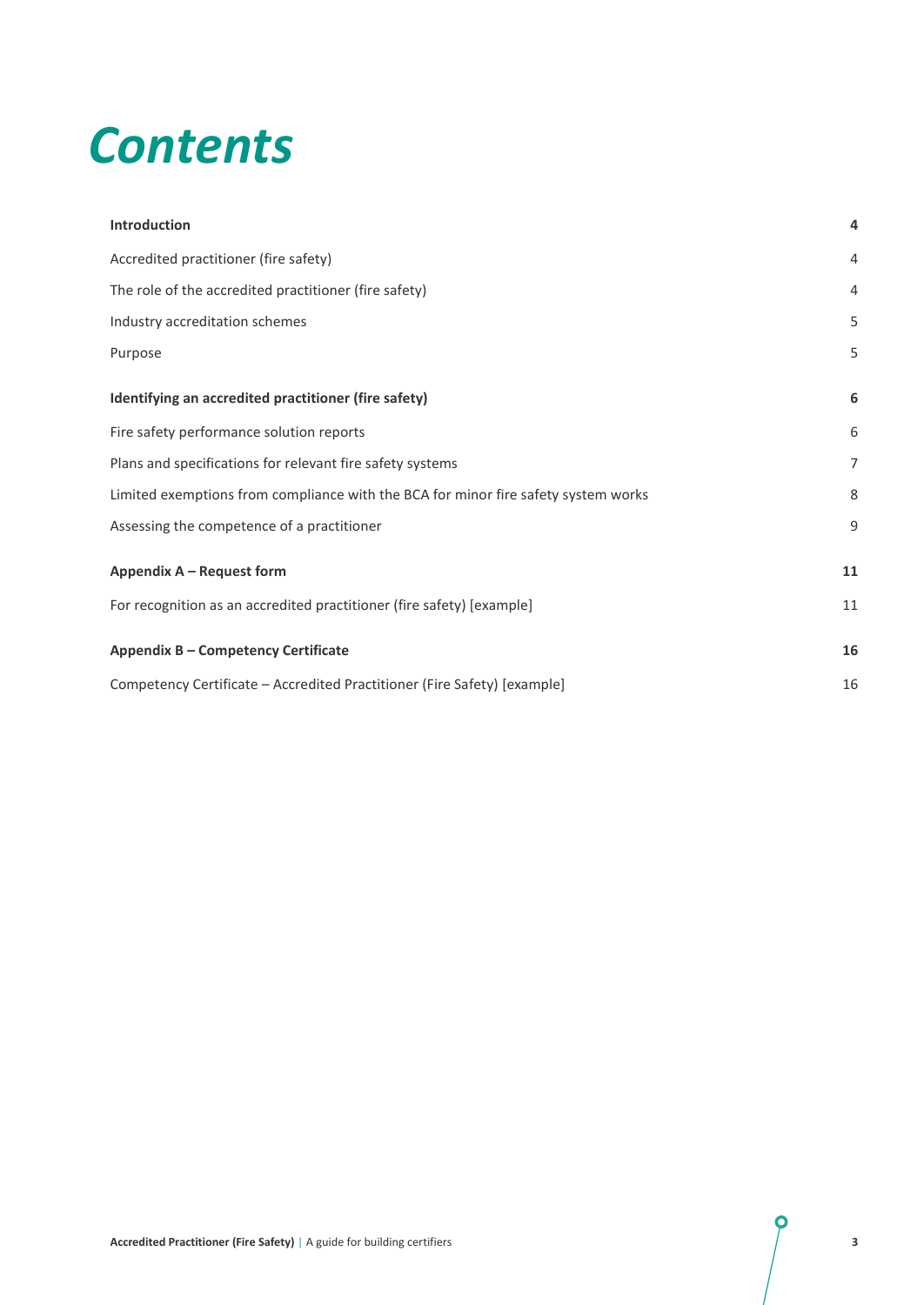# Contents

| | |
|---|---|
| **Introduction** | **4** |
| Accredited practitioner (fire safety) | 4 |
| The role of the accredited practitioner (fire safety) | 4 |
| Industry accreditation schemes | 5 |
| Purpose | 5 |
| **Identifying an accredited practitioner (fire safety)** | **6** |
| Fire safety performance solution reports | 6 |
| Plans and specifications for relevant fire safety systems | 7 |
| Limited exemptions from compliance with the BCA for minor fire safety system works | 8 |
| Assessing the competence of a practitioner | 9 |
| **Appendix A – Request form** | **11** |
| For recognition as an accredited practitioner (fire safety) [example] | 11 |
| **Appendix B – Competency Certificate** | **16** |
| Competency Certificate – Accredited Practitioner (Fire Safety) [example] | 16 |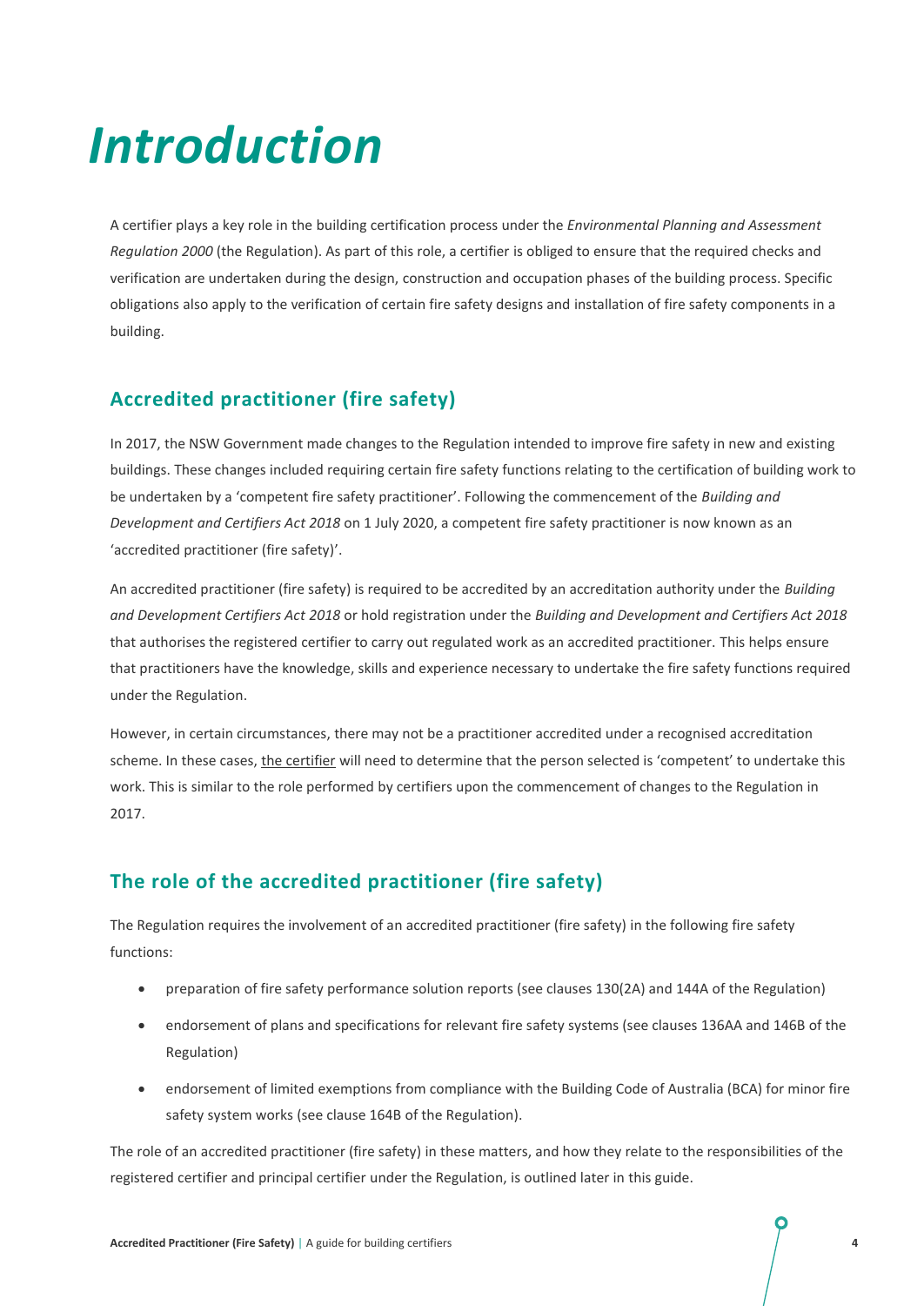# Introduction

A certifier plays a key role in the building certification process under the *Environmental Planning and Assessment Regulation 2000* (the Regulation). As part of this role, a certifier is obliged to ensure that the required checks and verification are undertaken during the design, construction and occupation phases of the building process. Specific obligations also apply to the verification of certain fire safety designs and installation of fire safety components in a building.

## Accredited practitioner (fire safety)

In 2017, the NSW Government made changes to the Regulation intended to improve fire safety in new and existing buildings. These changes included requiring certain fire safety functions relating to the certification of building work to be undertaken by a 'competent fire safety practitioner'. Following the commencement of the *Building and Development and Certifiers Act 2018* on 1 July 2020, a competent fire safety practitioner is now known as an 'accredited practitioner (fire safety)'.

An accredited practitioner (fire safety) is required to be accredited by an accreditation authority under the *Building and Development Certifiers Act 2018* or hold registration under the *Building and Development and Certifiers Act 2018* that authorises the registered certifier to carry out regulated work as an accredited practitioner. This helps ensure that practitioners have the knowledge, skills and experience necessary to undertake the fire safety functions required under the Regulation.

However, in certain circumstances, there may not be a practitioner accredited under a recognised accreditation scheme. In these cases, the certifier will need to determine that the person selected is 'competent' to undertake this work. This is similar to the role performed by certifiers upon the commencement of changes to the Regulation in 2017.

## The role of the accredited practitioner (fire safety)

The Regulation requires the involvement of an accredited practitioner (fire safety) in the following fire safety functions:

- preparation of fire safety performance solution reports (see clauses 130(2A) and 144A of the Regulation)
- endorsement of plans and specifications for relevant fire safety systems (see clauses 136AA and 146B of the Regulation)
- endorsement of limited exemptions from compliance with the Building Code of Australia (BCA) for minor fire safety system works (see clause 164B of the Regulation).

The role of an accredited practitioner (fire safety) in these matters, and how they relate to the responsibilities of the registered certifier and principal certifier under the Regulation, is outlined later in this guide.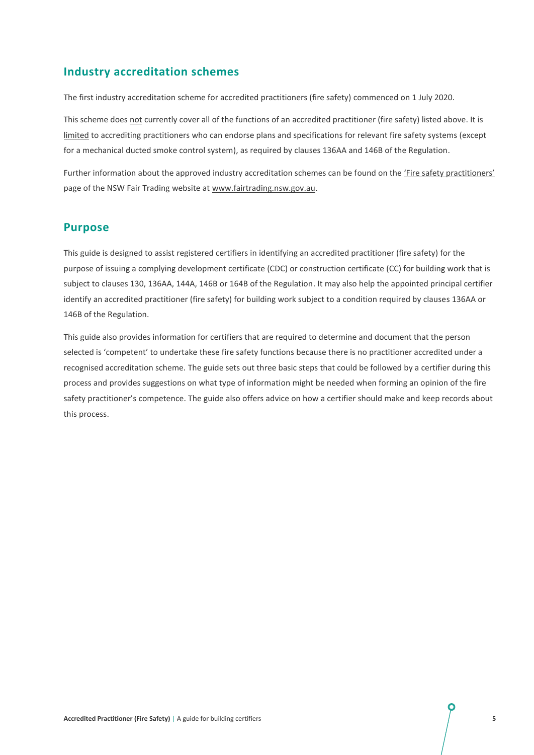## Industry accreditation schemes

The first industry accreditation scheme for accredited practitioners (fire safety) commenced on 1 July 2020.

This scheme does not currently cover all of the functions of an accredited practitioner (fire safety) listed above. It is limited to accrediting practitioners who can endorse plans and specifications for relevant fire safety systems (except for a mechanical ducted smoke control system), as required by clauses 136AA and 146B of the Regulation.

Further information about the approved industry accreditation schemes can be found on the 'Fire safety practitioners' page of the NSW Fair Trading website at www.fairtrading.nsw.gov.au.

## Purpose

This guide is designed to assist registered certifiers in identifying an accredited practitioner (fire safety) for the purpose of issuing a complying development certificate (CDC) or construction certificate (CC) for building work that is subject to clauses 130, 136AA, 144A, 146B or 164B of the Regulation. It may also help the appointed principal certifier identify an accredited practitioner (fire safety) for building work subject to a condition required by clauses 136AA or 146B of the Regulation.

This guide also provides information for certifiers that are required to determine and document that the person selected is 'competent' to undertake these fire safety functions because there is no practitioner accredited under a recognised accreditation scheme. The guide sets out three basic steps that could be followed by a certifier during this process and provides suggestions on what type of information might be needed when forming an opinion of the fire safety practitioner's competence. The guide also offers advice on how a certifier should make and keep records about this process.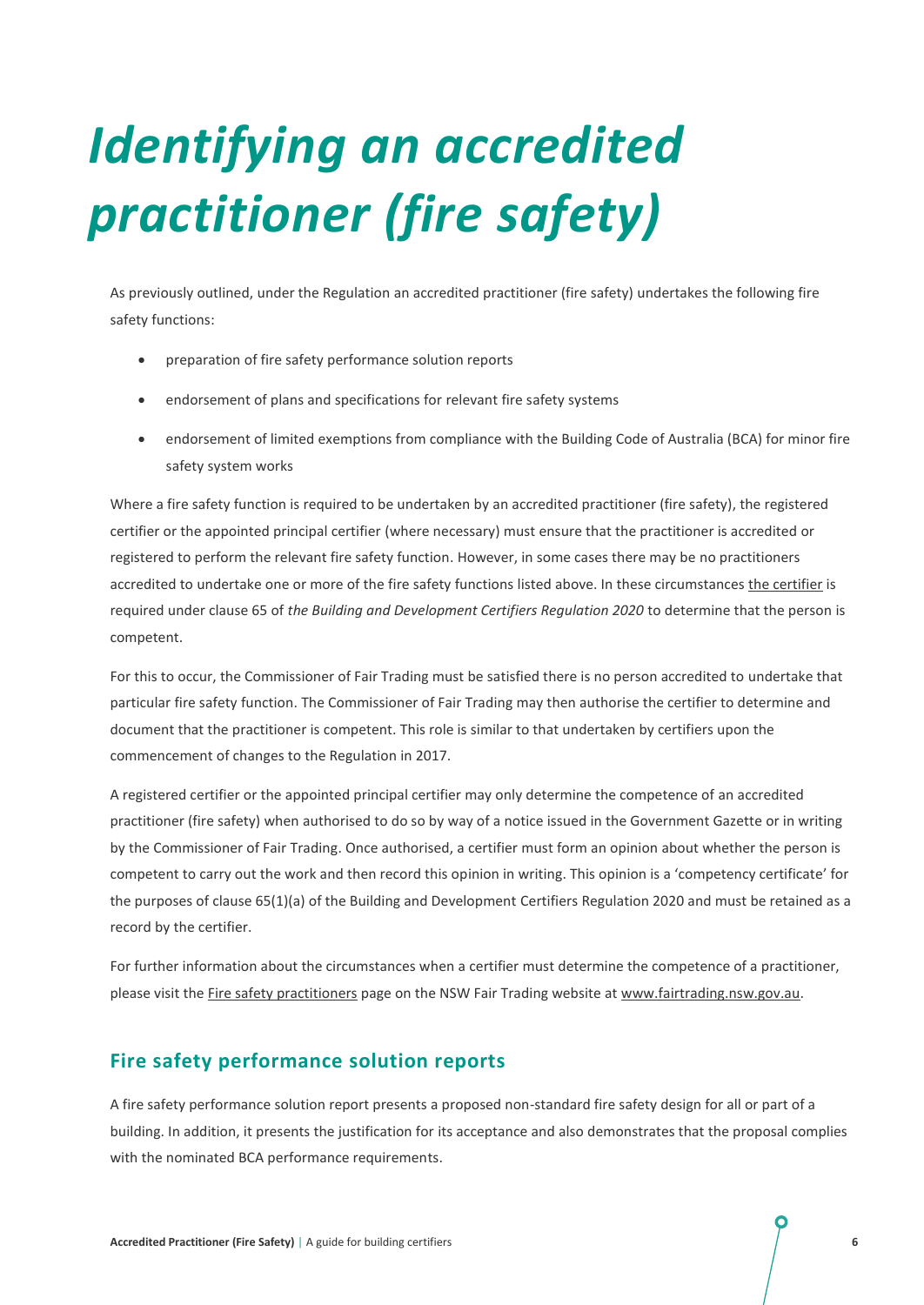# *Identifying an accredited practitioner (fire safety)*

As previously outlined, under the Regulation an accredited practitioner (fire safety) undertakes the following fire safety functions:

- preparation of fire safety performance solution reports
- endorsement of plans and specifications for relevant fire safety systems
- endorsement of limited exemptions from compliance with the Building Code of Australia (BCA) for minor fire safety system works

Where a fire safety function is required to be undertaken by an accredited practitioner (fire safety), the registered certifier or the appointed principal certifier (where necessary) must ensure that the practitioner is accredited or registered to perform the relevant fire safety function. However, in some cases there may be no practitioners accredited to undertake one or more of the fire safety functions listed above. In these circumstances the certifier is required under clause 65 of *the Building and Development Certifiers Regulation 2020* to determine that the person is competent.

For this to occur, the Commissioner of Fair Trading must be satisfied there is no person accredited to undertake that particular fire safety function. The Commissioner of Fair Trading may then authorise the certifier to determine and document that the practitioner is competent. This role is similar to that undertaken by certifiers upon the commencement of changes to the Regulation in 2017.

A registered certifier or the appointed principal certifier may only determine the competence of an accredited practitioner (fire safety) when authorised to do so by way of a notice issued in the Government Gazette or in writing by the Commissioner of Fair Trading. Once authorised, a certifier must form an opinion about whether the person is competent to carry out the work and then record this opinion in writing. This opinion is a 'competency certificate' for the purposes of clause 65(1)(a) of the Building and Development Certifiers Regulation 2020 and must be retained as a record by the certifier.

For further information about the circumstances when a certifier must determine the competence of a practitioner, please visit the Fire safety practitioners page on the NSW Fair Trading website at www.fairtrading.nsw.gov.au.

## Fire safety performance solution reports

A fire safety performance solution report presents a proposed non-standard fire safety design for all or part of a building. In addition, it presents the justification for its acceptance and also demonstrates that the proposal complies with the nominated BCA performance requirements.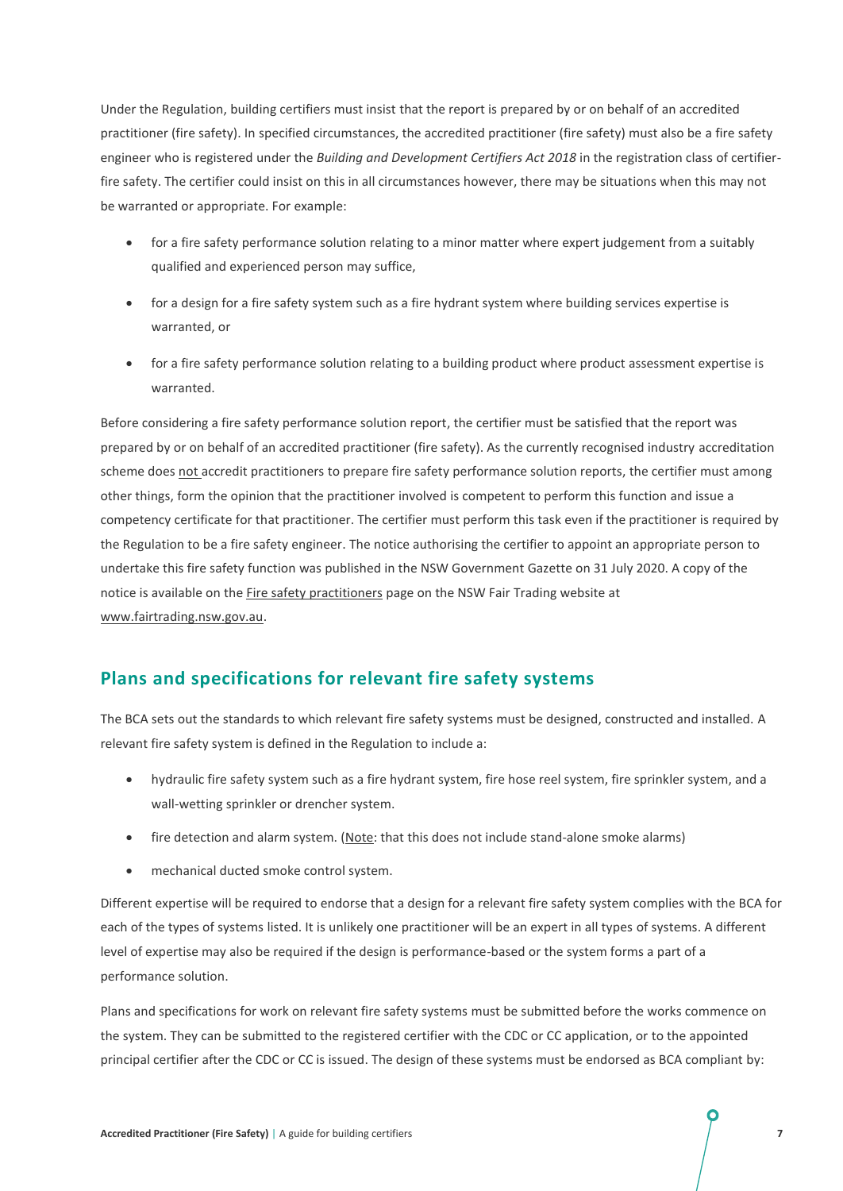Under the Regulation, building certifiers must insist that the report is prepared by or on behalf of an accredited practitioner (fire safety). In specified circumstances, the accredited practitioner (fire safety) must also be a fire safety engineer who is registered under the *Building and Development Certifiers Act 2018* in the registration class of certifier-fire safety. The certifier could insist on this in all circumstances however, there may be situations when this may not be warranted or appropriate. For example:

- for a fire safety performance solution relating to a minor matter where expert judgement from a suitably qualified and experienced person may suffice,
- for a design for a fire safety system such as a fire hydrant system where building services expertise is warranted, or
- for a fire safety performance solution relating to a building product where product assessment expertise is warranted.

Before considering a fire safety performance solution report, the certifier must be satisfied that the report was prepared by or on behalf of an accredited practitioner (fire safety). As the currently recognised industry accreditation scheme does not accredit practitioners to prepare fire safety performance solution reports, the certifier must among other things, form the opinion that the practitioner involved is competent to perform this function and issue a competency certificate for that practitioner. The certifier must perform this task even if the practitioner is required by the Regulation to be a fire safety engineer. The notice authorising the certifier to appoint an appropriate person to undertake this fire safety function was published in the NSW Government Gazette on 31 July 2020. A copy of the notice is available on the Fire safety practitioners page on the NSW Fair Trading website at www.fairtrading.nsw.gov.au.

## Plans and specifications for relevant fire safety systems

The BCA sets out the standards to which relevant fire safety systems must be designed, constructed and installed. A relevant fire safety system is defined in the Regulation to include a:

- hydraulic fire safety system such as a fire hydrant system, fire hose reel system, fire sprinkler system, and a wall-wetting sprinkler or drencher system.
- fire detection and alarm system. (Note: that this does not include stand-alone smoke alarms)
- mechanical ducted smoke control system.

Different expertise will be required to endorse that a design for a relevant fire safety system complies with the BCA for each of the types of systems listed. It is unlikely one practitioner will be an expert in all types of systems. A different level of expertise may also be required if the design is performance-based or the system forms a part of a performance solution.

Plans and specifications for work on relevant fire safety systems must be submitted before the works commence on the system. They can be submitted to the registered certifier with the CDC or CC application, or to the appointed principal certifier after the CDC or CC is issued. The design of these systems must be endorsed as BCA compliant by: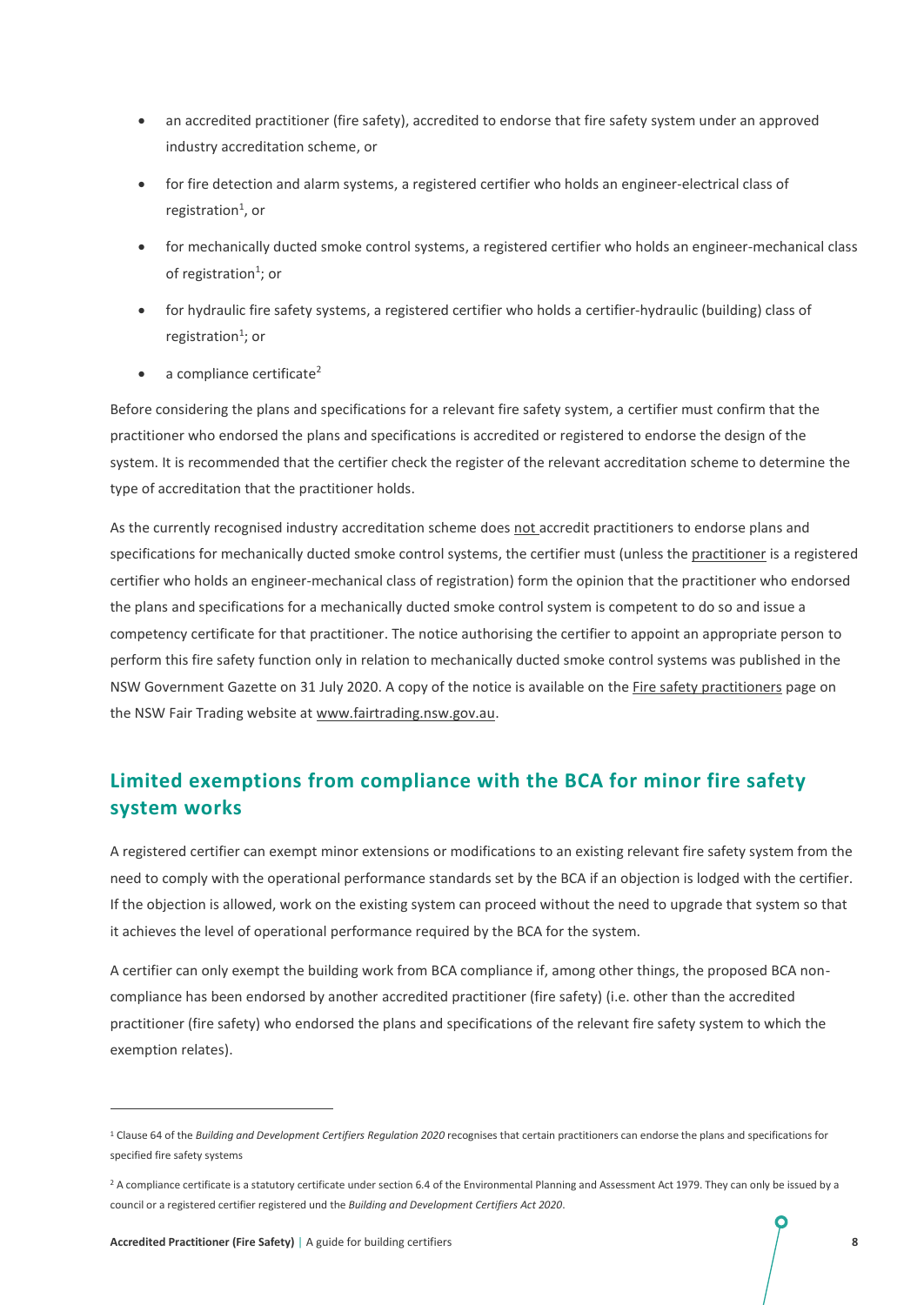- an accredited practitioner (fire safety), accredited to endorse that fire safety system under an approved industry accreditation scheme, or
- for fire detection and alarm systems, a registered certifier who holds an engineer-electrical class of registration[1], or
- for mechanically ducted smoke control systems, a registered certifier who holds an engineer-mechanical class of registration[1]; or
- for hydraulic fire safety systems, a registered certifier who holds a certifier-hydraulic (building) class of registration[1]; or
- a compliance certificate[2]

Before considering the plans and specifications for a relevant fire safety system, a certifier must confirm that the practitioner who endorsed the plans and specifications is accredited or registered to endorse the design of the system. It is recommended that the certifier check the register of the relevant accreditation scheme to determine the type of accreditation that the practitioner holds.

As the currently recognised industry accreditation scheme does not accredit practitioners to endorse plans and specifications for mechanically ducted smoke control systems, the certifier must (unless the practitioner is a registered certifier who holds an engineer-mechanical class of registration) form the opinion that the practitioner who endorsed the plans and specifications for a mechanically ducted smoke control system is competent to do so and issue a competency certificate for that practitioner. The notice authorising the certifier to appoint an appropriate person to perform this fire safety function only in relation to mechanically ducted smoke control systems was published in the NSW Government Gazette on 31 July 2020. A copy of the notice is available on the Fire safety practitioners page on the NSW Fair Trading website at www.fairtrading.nsw.gov.au.

## Limited exemptions from compliance with the BCA for minor fire safety system works

A registered certifier can exempt minor extensions or modifications to an existing relevant fire safety system from the need to comply with the operational performance standards set by the BCA if an objection is lodged with the certifier. If the objection is allowed, work on the existing system can proceed without the need to upgrade that system so that it achieves the level of operational performance required by the BCA for the system.

A certifier can only exempt the building work from BCA compliance if, among other things, the proposed BCA non-compliance has been endorsed by another accredited practitioner (fire safety) (i.e. other than the accredited practitioner (fire safety) who endorsed the plans and specifications of the relevant fire safety system to which the exemption relates).

---

[1] Clause 64 of the *Building and Development Certifiers Regulation 2020* recognises that certain practitioners can endorse the plans and specifications for specified fire safety systems

[2] A compliance certificate is a statutory certificate under section 6.4 of the Environmental Planning and Assessment Act 1979. They can only be issued by a council or a registered certifier registered und the *Building and Development Certifiers Act 2020*.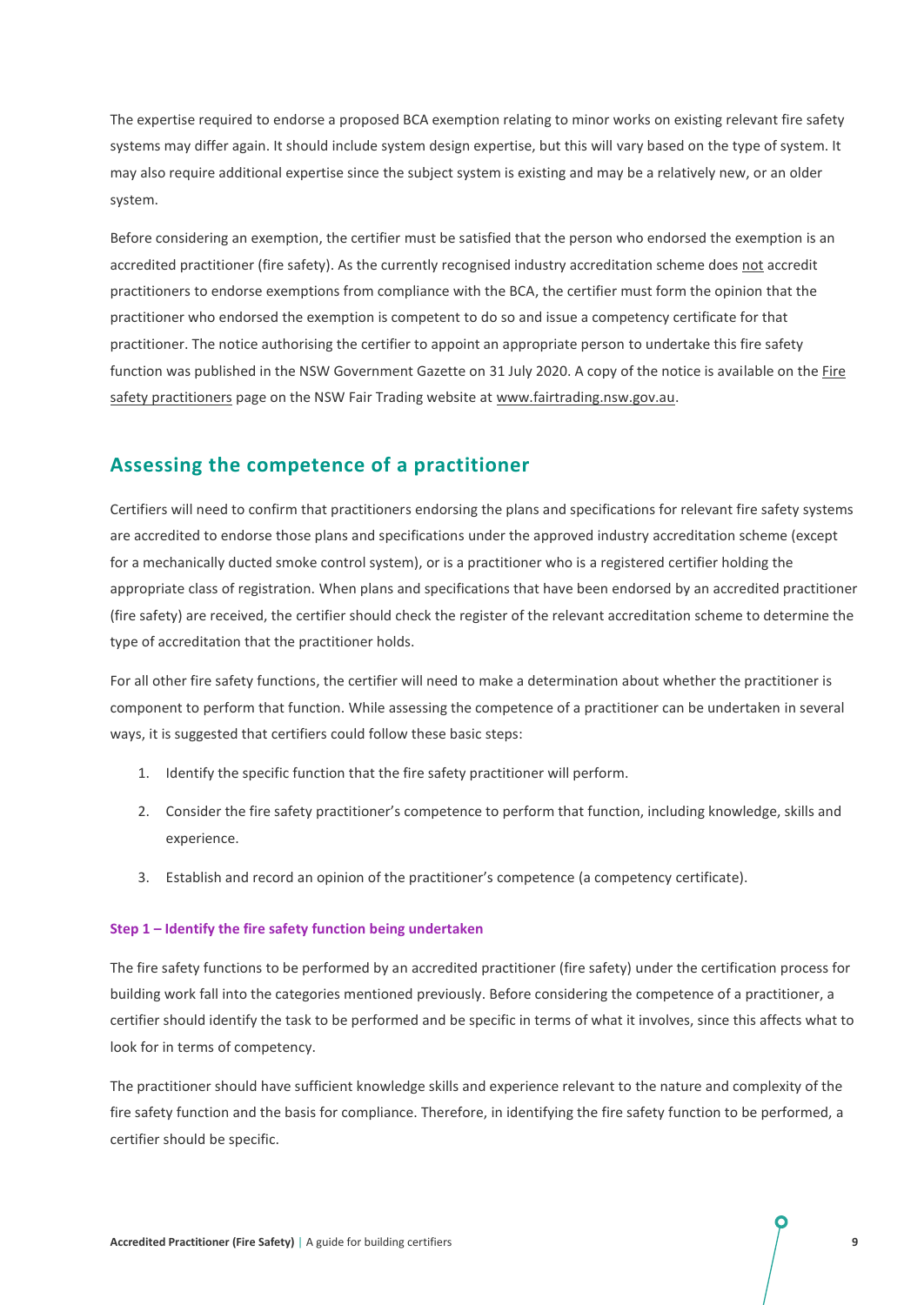The expertise required to endorse a proposed BCA exemption relating to minor works on existing relevant fire safety systems may differ again. It should include system design expertise, but this will vary based on the type of system. It may also require additional expertise since the subject system is existing and may be a relatively new, or an older system.

Before considering an exemption, the certifier must be satisfied that the person who endorsed the exemption is an accredited practitioner (fire safety). As the currently recognised industry accreditation scheme does not accredit practitioners to endorse exemptions from compliance with the BCA, the certifier must form the opinion that the practitioner who endorsed the exemption is competent to do so and issue a competency certificate for that practitioner. The notice authorising the certifier to appoint an appropriate person to undertake this fire safety function was published in the NSW Government Gazette on 31 July 2020. A copy of the notice is available on the Fire safety practitioners page on the NSW Fair Trading website at www.fairtrading.nsw.gov.au.

## Assessing the competence of a practitioner

Certifiers will need to confirm that practitioners endorsing the plans and specifications for relevant fire safety systems are accredited to endorse those plans and specifications under the approved industry accreditation scheme (except for a mechanically ducted smoke control system), or is a practitioner who is a registered certifier holding the appropriate class of registration. When plans and specifications that have been endorsed by an accredited practitioner (fire safety) are received, the certifier should check the register of the relevant accreditation scheme to determine the type of accreditation that the practitioner holds.

For all other fire safety functions, the certifier will need to make a determination about whether the practitioner is component to perform that function. While assessing the competence of a practitioner can be undertaken in several ways, it is suggested that certifiers could follow these basic steps:

1. Identify the specific function that the fire safety practitioner will perform.
2. Consider the fire safety practitioner's competence to perform that function, including knowledge, skills and experience.
3. Establish and record an opinion of the practitioner's competence (a competency certificate).

#### Step 1 – Identify the fire safety function being undertaken

The fire safety functions to be performed by an accredited practitioner (fire safety) under the certification process for building work fall into the categories mentioned previously. Before considering the competence of a practitioner, a certifier should identify the task to be performed and be specific in terms of what it involves, since this affects what to look for in terms of competency.

The practitioner should have sufficient knowledge skills and experience relevant to the nature and complexity of the fire safety function and the basis for compliance. Therefore, in identifying the fire safety function to be performed, a certifier should be specific.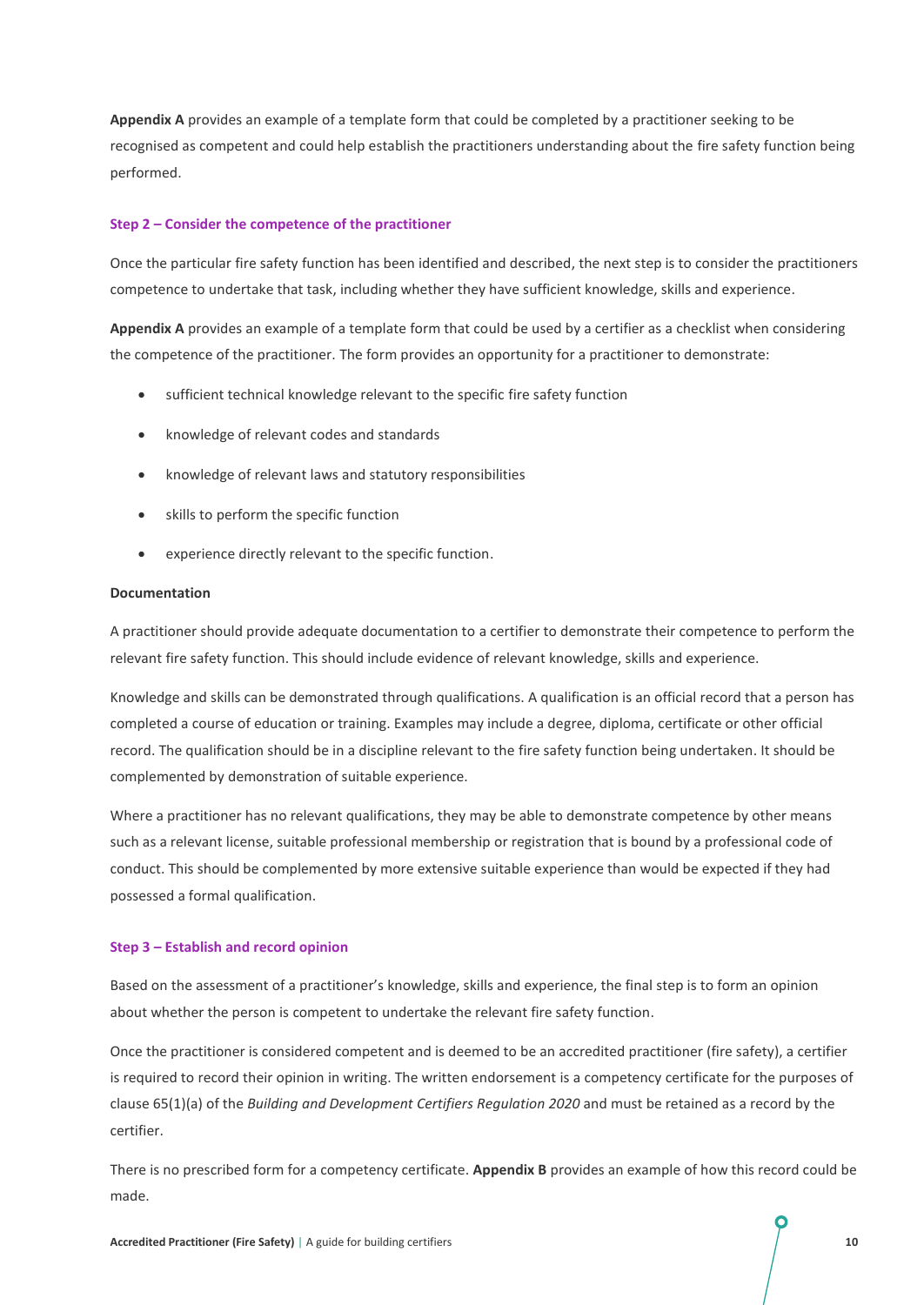**Appendix A** provides an example of a template form that could be completed by a practitioner seeking to be recognised as competent and could help establish the practitioners understanding about the fire safety function being performed.

### Step 2 – Consider the competence of the practitioner

Once the particular fire safety function has been identified and described, the next step is to consider the practitioners competence to undertake that task, including whether they have sufficient knowledge, skills and experience.

**Appendix A** provides an example of a template form that could be used by a certifier as a checklist when considering the competence of the practitioner. The form provides an opportunity for a practitioner to demonstrate:

- sufficient technical knowledge relevant to the specific fire safety function
- knowledge of relevant codes and standards
- knowledge of relevant laws and statutory responsibilities
- skills to perform the specific function
- experience directly relevant to the specific function.

#### Documentation

A practitioner should provide adequate documentation to a certifier to demonstrate their competence to perform the relevant fire safety function. This should include evidence of relevant knowledge, skills and experience.

Knowledge and skills can be demonstrated through qualifications. A qualification is an official record that a person has completed a course of education or training. Examples may include a degree, diploma, certificate or other official record. The qualification should be in a discipline relevant to the fire safety function being undertaken. It should be complemented by demonstration of suitable experience.

Where a practitioner has no relevant qualifications, they may be able to demonstrate competence by other means such as a relevant license, suitable professional membership or registration that is bound by a professional code of conduct. This should be complemented by more extensive suitable experience than would be expected if they had possessed a formal qualification.

### Step 3 – Establish and record opinion

Based on the assessment of a practitioner's knowledge, skills and experience, the final step is to form an opinion about whether the person is competent to undertake the relevant fire safety function.

Once the practitioner is considered competent and is deemed to be an accredited practitioner (fire safety), a certifier is required to record their opinion in writing. The written endorsement is a competency certificate for the purposes of clause 65(1)(a) of the *Building and Development Certifiers Regulation 2020* and must be retained as a record by the certifier.

There is no prescribed form for a competency certificate. **Appendix B** provides an example of how this record could be made.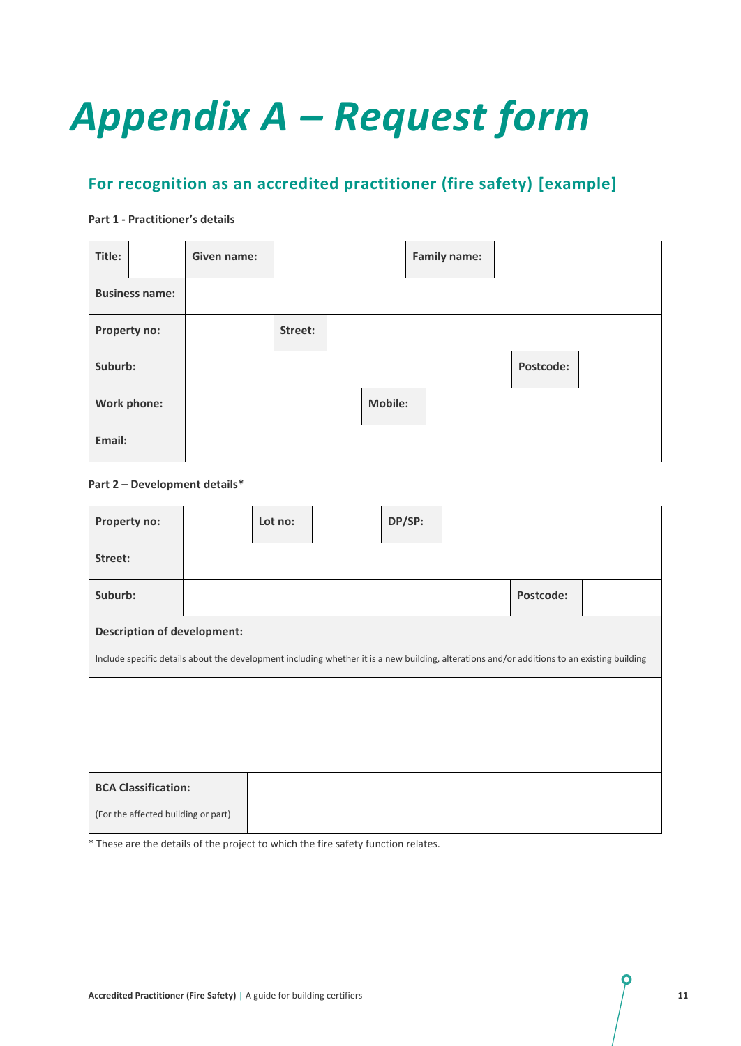# Appendix A – Request form

## For recognition as an accredited practitioner (fire safety) [example]

**Part 1 - Practitioner's details**

| **Title:** | | **Given name:** | | **Family name:** | |
|---|---|---|---|---|---|
| **Business name:** | | | | | |
| **Property no:** | | **Street:** | | | |
| **Suburb:** | | | | **Postcode:** | |
| **Work phone:** | | **Mobile:** | | | |
| **Email:** | | | | | |

**Part 2 – Development details***

| **Property no:** | | **Lot no:** | | **DP/SP:** | |
|---|---|---|---|---|---|
| **Street:** | | | | | |
| **Suburb:** | | | | **Postcode:** | |
| **Description of development:** Include specific details about the development including whether it is a new building, alterations and/or additions to an existing building | | | | | |
| | | | | | |
| **BCA Classification:** (For the affected building or part) | | | | | |

* These are the details of the project to which the fire safety function relates.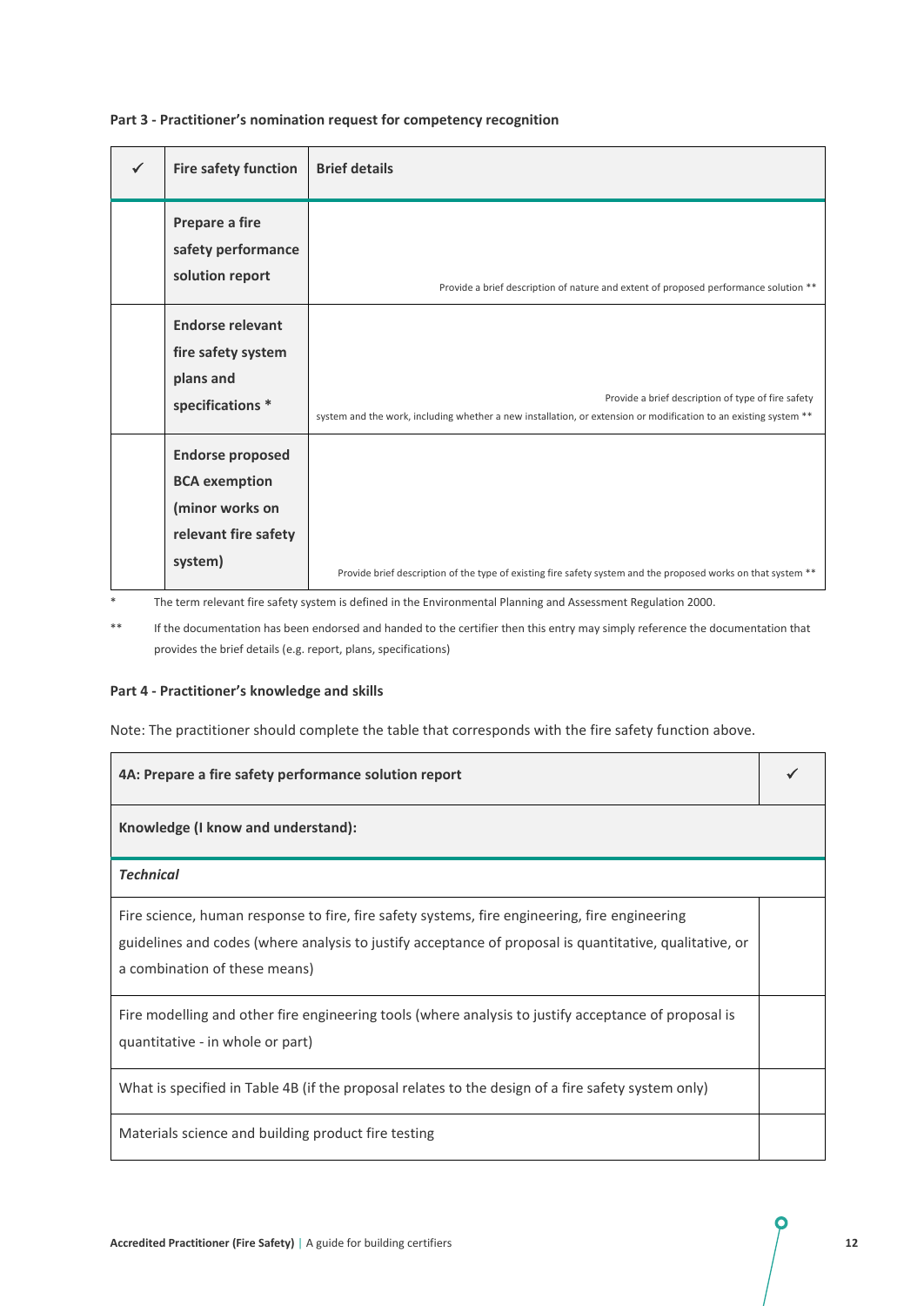**Part 3 - Practitioner's nomination request for competency recognition**

| ✓ | Fire safety function | Brief details |
|---|---|---|
| | **Prepare a fire safety performance solution report** | Provide a brief description of nature and extent of proposed performance solution ** |
| | **Endorse relevant fire safety system plans and specifications *** | Provide a brief description of type of fire safety system and the work, including whether a new installation, or extension or modification to an existing system ** |
| | **Endorse proposed BCA exemption (minor works on relevant fire safety system)** | Provide brief description of the type of existing fire safety system and the proposed works on that system ** |

\* The term relevant fire safety system is defined in the Environmental Planning and Assessment Regulation 2000.

** If the documentation has been endorsed and handed to the certifier then this entry may simply reference the documentation that provides the brief details (e.g. report, plans, specifications)

**Part 4 - Practitioner's knowledge and skills**

Note: The practitioner should complete the table that corresponds with the fire safety function above.

| **4A: Prepare a fire safety performance solution report** | ✓ |
|---|---|
| **Knowledge (I know and understand):** | |
| ***Technical*** | |
| Fire science, human response to fire, fire safety systems, fire engineering, fire engineering guidelines and codes (where analysis to justify acceptance of proposal is quantitative, qualitative, or a combination of these means) | |
| Fire modelling and other fire engineering tools (where analysis to justify acceptance of proposal is quantitative - in whole or part) | |
| What is specified in Table 4B (if the proposal relates to the design of a fire safety system only) | |
| Materials science and building product fire testing | |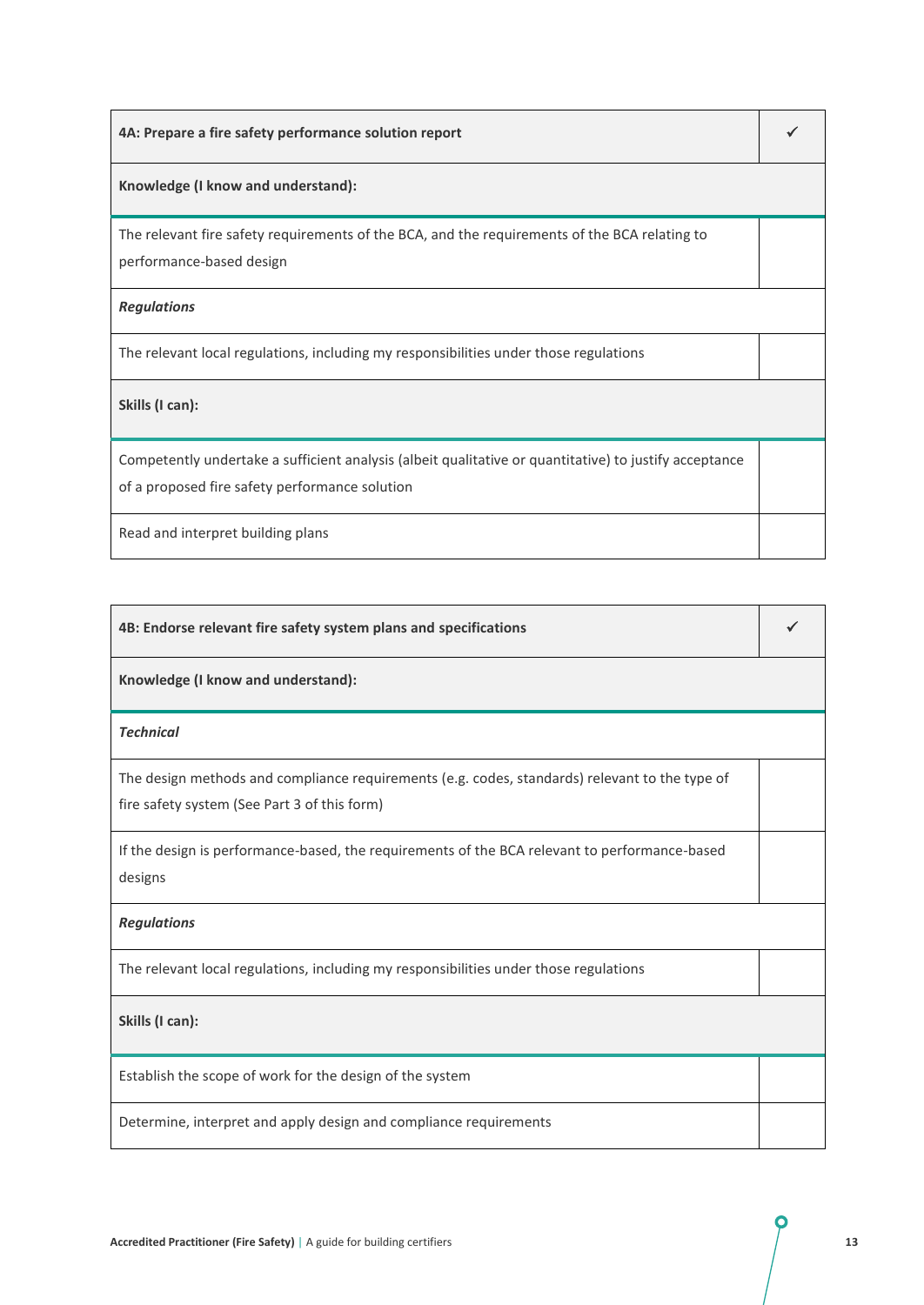| 4A: Prepare a fire safety performance solution report | ✓ |
| --- | --- |
| **Knowledge (I know and understand):** | |
| The relevant fire safety requirements of the BCA, and the requirements of the BCA relating to performance-based design | |
| ***Regulations*** | |
| The relevant local regulations, including my responsibilities under those regulations | |
| **Skills (I can):** | |
| Competently undertake a sufficient analysis (albeit qualitative or quantitative) to justify acceptance of a proposed fire safety performance solution | |
| Read and interpret building plans | |

| 4B: Endorse relevant fire safety system plans and specifications | ✓ |
| --- | --- |
| **Knowledge (I know and understand):** | |
| ***Technical*** | |
| The design methods and compliance requirements (e.g. codes, standards) relevant to the type of fire safety system (See Part 3 of this form) | |
| If the design is performance-based, the requirements of the BCA relevant to performance-based designs | |
| ***Regulations*** | |
| The relevant local regulations, including my responsibilities under those regulations | |
| **Skills (I can):** | |
| Establish the scope of work for the design of the system | |
| Determine, interpret and apply design and compliance requirements | |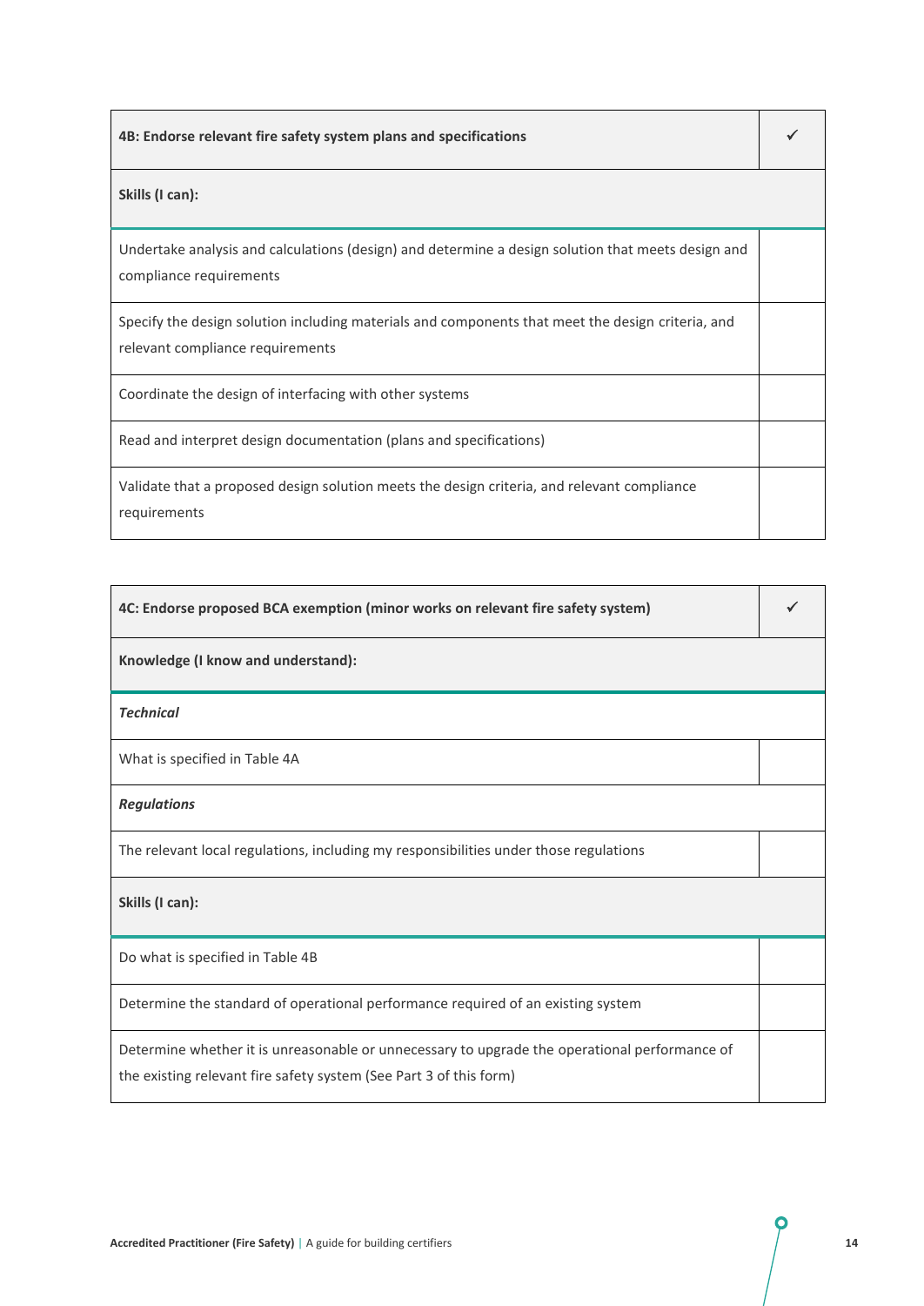| 4B: Endorse relevant fire safety system plans and specifications | ✓ |
| --- | --- |
| **Skills (I can):** | |
| Undertake analysis and calculations (design) and determine a design solution that meets design and compliance requirements | |
| Specify the design solution including materials and components that meet the design criteria, and relevant compliance requirements | |
| Coordinate the design of interfacing with other systems | |
| Read and interpret design documentation (plans and specifications) | |
| Validate that a proposed design solution meets the design criteria, and relevant compliance requirements | |

| 4C: Endorse proposed BCA exemption (minor works on relevant fire safety system) | ✓ |
| --- | --- |
| **Knowledge (I know and understand):** | |
| ***Technical*** | |
| What is specified in Table 4A | |
| ***Regulations*** | |
| The relevant local regulations, including my responsibilities under those regulations | |
| **Skills (I can):** | |
| Do what is specified in Table 4B | |
| Determine the standard of operational performance required of an existing system | |
| Determine whether it is unreasonable or unnecessary to upgrade the operational performance of the existing relevant fire safety system (See Part 3 of this form) | |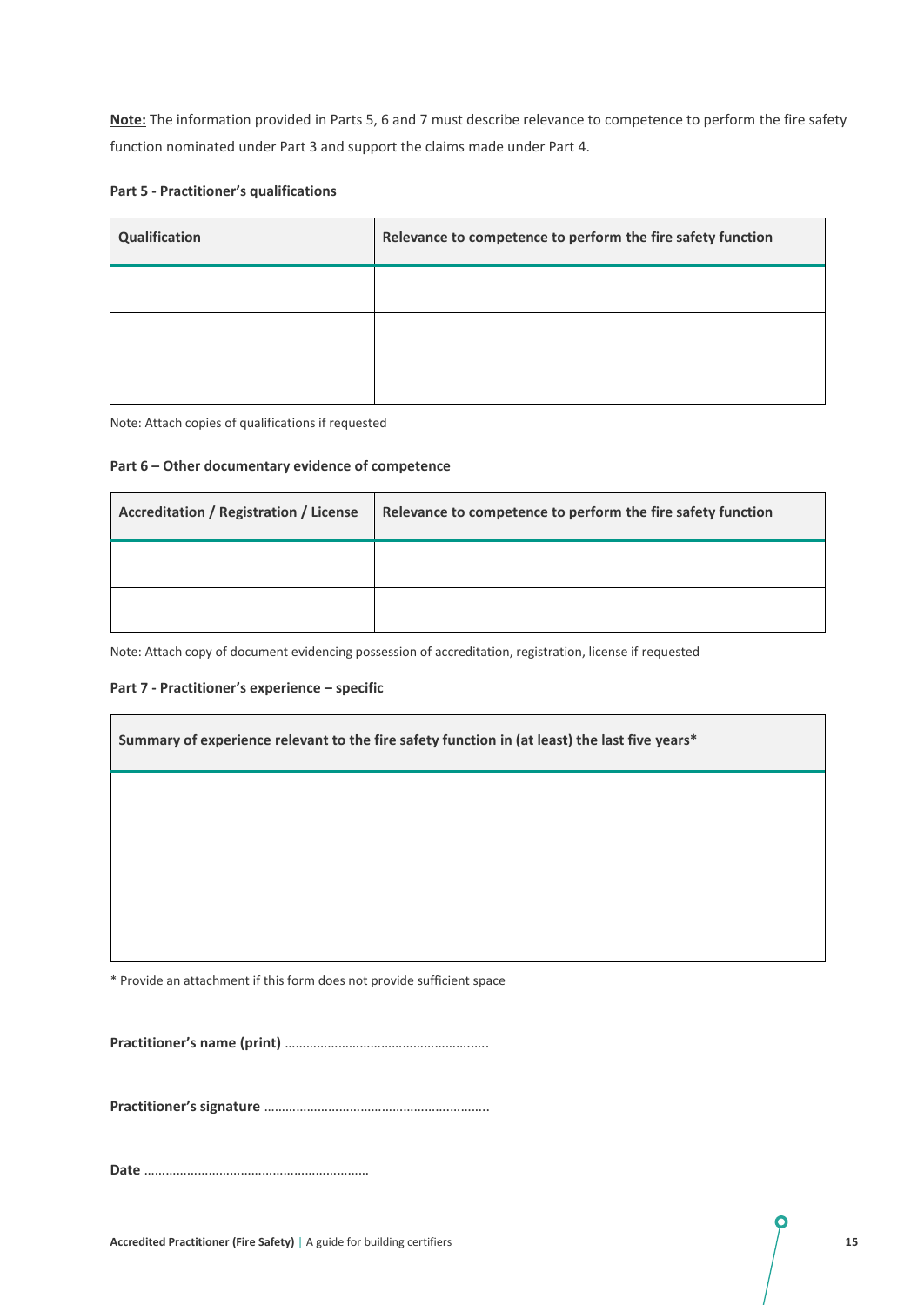**Note:** The information provided in Parts 5, 6 and 7 must describe relevance to competence to perform the fire safety function nominated under Part 3 and support the claims made under Part 4.

**Part 5 - Practitioner's qualifications**

| Qualification | Relevance to competence to perform the fire safety function |
|---|---|
| | |
| | |
| | |

Note: Attach copies of qualifications if requested

**Part 6 – Other documentary evidence of competence**

| Accreditation / Registration / License | Relevance to competence to perform the fire safety function |
|---|---|
| | |
| | |

Note: Attach copy of document evidencing possession of accreditation, registration, license if requested

**Part 7 - Practitioner's experience – specific**

| Summary of experience relevant to the fire safety function in (at least) the last five years* |
|---|
| |

* Provide an attachment if this form does not provide sufficient space

**Practitioner's name (print)** ………………………………………………..

**Practitioner's signature** ……………………………………………………..

**Date** ……………………………………………………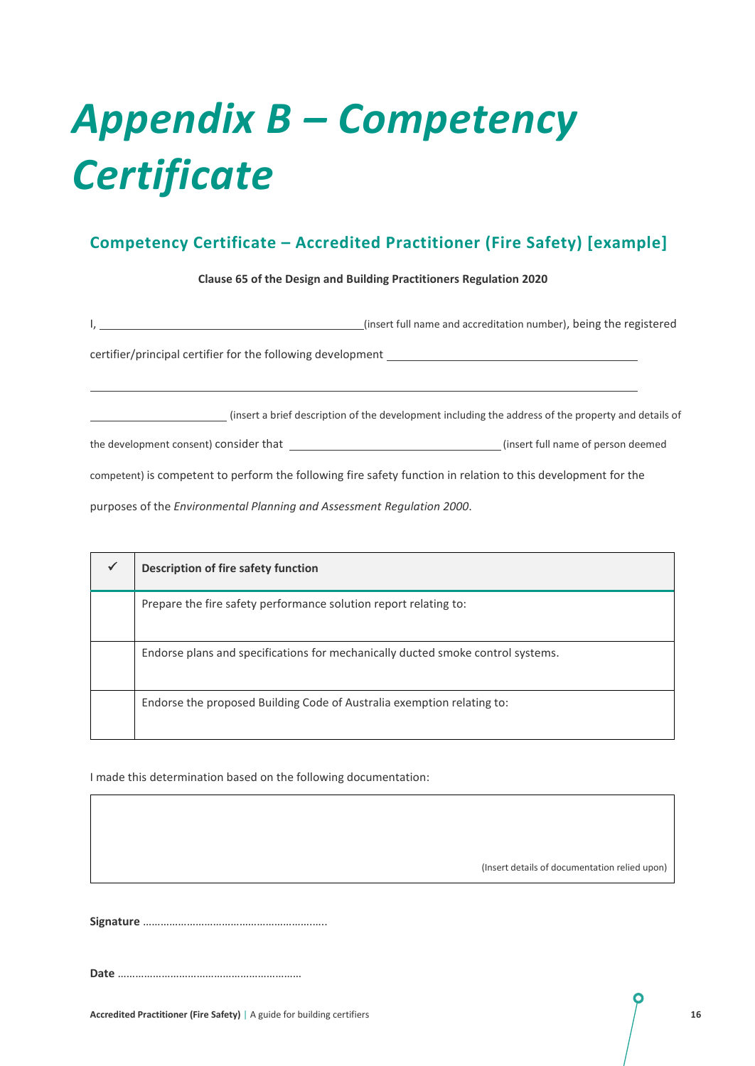# Appendix B – Competency Certificate

## Competency Certificate – Accredited Practitioner (Fire Safety) [example]

**Clause 65 of the Design and Building Practitioners Regulation 2020**

I, \_\_\_\_\_\_\_\_\_\_\_\_\_\_\_\_\_\_\_\_\_\_\_\_\_\_\_\_\_\_\_\_\_\_\_\_\_\_\_\_\_\_(insert full name and accreditation number), being the registered certifier/principal certifier for the following development \_\_\_\_\_\_\_\_\_\_\_\_\_\_\_\_\_\_\_\_\_\_\_\_\_\_\_\_\_\_\_\_\_\_\_\_\_\_\_\_

\_\_\_\_\_\_\_\_\_\_\_\_\_\_\_\_\_\_\_\_\_\_\_\_\_\_\_\_\_\_\_\_\_\_\_\_\_\_\_\_\_\_\_\_\_\_\_\_\_\_\_\_\_\_\_\_\_\_\_\_\_\_\_\_\_\_\_\_\_\_\_\_\_\_\_\_\_\_\_\_\_\_\_\_\_\_\_\_

\_\_\_\_\_\_\_\_\_\_\_\_\_\_\_\_\_\_\_\_\_\_ (insert a brief description of the development including the address of the property and details of the development consent) consider that \_\_\_\_\_\_\_\_\_\_\_\_\_\_\_\_\_\_\_\_\_\_\_\_\_\_\_\_\_\_\_\_\_\_(insert full name of person deemed competent) is competent to perform the following fire safety function in relation to this development for the purposes of the *Environmental Planning and Assessment Regulation 2000*.

| ✓ | Description of fire safety function |
|---|---|
| | Prepare the fire safety performance solution report relating to: |
| | Endorse plans and specifications for mechanically ducted smoke control systems. |
| | Endorse the proposed Building Code of Australia exemption relating to: |

I made this determination based on the following documentation:

| |
|---|
| (Insert details of documentation relied upon) |

**Signature** ……………………………………………………..

**Date** ……………………………………………………..